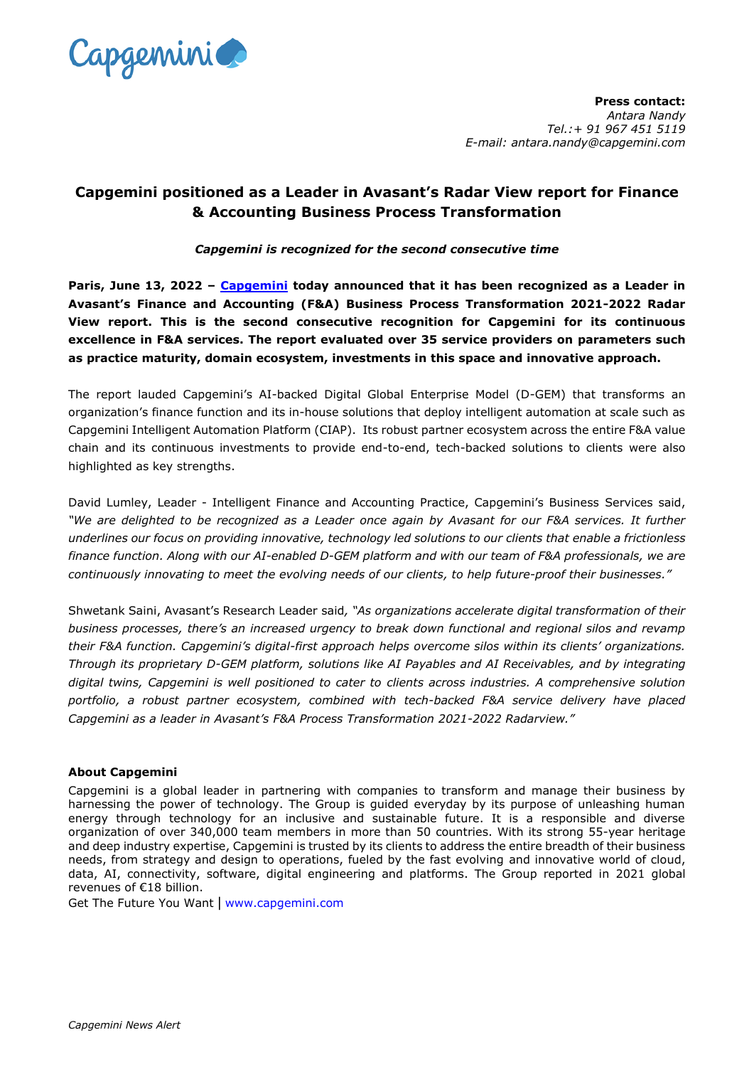**Press contact:**
*Antara Nandy*
*Tel.:+ 91 967 451 5119*
*E-mail: antara.nandy@capgemini.com*

# Capgemini positioned as a Leader in Avasant's Radar View report for Finance & Accounting Business Process Transformation

***Capgemini is recognized for the second consecutive time***

**Paris, June 13, 2022 – [Capgemini] today announced that it has been recognized as a Leader in Avasant's Finance and Accounting (F&A) Business Process Transformation 2021-2022 Radar View report. This is the second consecutive recognition for Capgemini for its continuous excellence in F&A services. The report evaluated over 35 service providers on parameters such as practice maturity, domain ecosystem, investments in this space and innovative approach.**

The report lauded Capgemini's AI-backed Digital Global Enterprise Model (D-GEM) that transforms an organization's finance function and its in-house solutions that deploy intelligent automation at scale such as Capgemini Intelligent Automation Platform (CIAP). Its robust partner ecosystem across the entire F&A value chain and its continuous investments to provide end-to-end, tech-backed solutions to clients were also highlighted as key strengths.

David Lumley, Leader - Intelligent Finance and Accounting Practice, Capgemini's Business Services said, *"We are delighted to be recognized as a Leader once again by Avasant for our F&A services. It further underlines our focus on providing innovative, technology led solutions to our clients that enable a frictionless finance function. Along with our AI-enabled D-GEM platform and with our team of F&A professionals, we are continuously innovating to meet the evolving needs of our clients, to help future-proof their businesses."*

Shwetank Saini, Avasant's Research Leader said*, "As organizations accelerate digital transformation of their business processes, there's an increased urgency to break down functional and regional silos and revamp their F&A function. Capgemini's digital-first approach helps overcome silos within its clients' organizations. Through its proprietary D-GEM platform, solutions like AI Payables and AI Receivables, and by integrating digital twins, Capgemini is well positioned to cater to clients across industries. A comprehensive solution portfolio, a robust partner ecosystem, combined with tech-backed F&A service delivery have placed Capgemini as a leader in Avasant's F&A Process Transformation 2021-2022 Radarview."*

**About Capgemini**

Capgemini is a global leader in partnering with companies to transform and manage their business by harnessing the power of technology. The Group is guided everyday by its purpose of unleashing human energy through technology for an inclusive and sustainable future. It is a responsible and diverse organization of over 340,000 team members in more than 50 countries. With its strong 55-year heritage and deep industry expertise, Capgemini is trusted by its clients to address the entire breadth of their business needs, from strategy and design to operations, fueled by the fast evolving and innovative world of cloud, data, AI, connectivity, software, digital engineering and platforms. The Group reported in 2021 global revenues of €18 billion.

Get The Future You Want | www.capgemini.com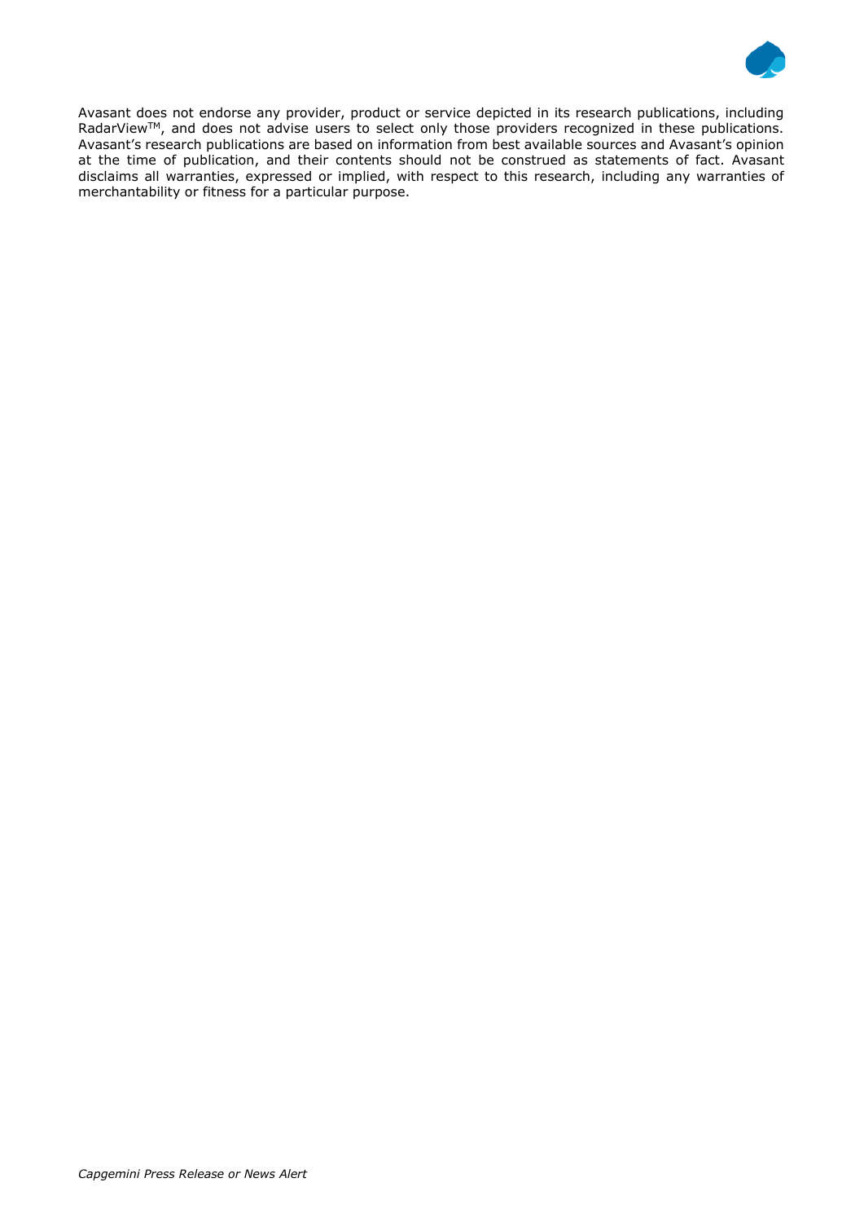Avasant does not endorse any provider, product or service depicted in its research publications, including RadarView™, and does not advise users to select only those providers recognized in these publications. Avasant's research publications are based on information from best available sources and Avasant's opinion at the time of publication, and their contents should not be construed as statements of fact. Avasant disclaims all warranties, expressed or implied, with respect to this research, including any warranties of merchantability or fitness for a particular purpose.